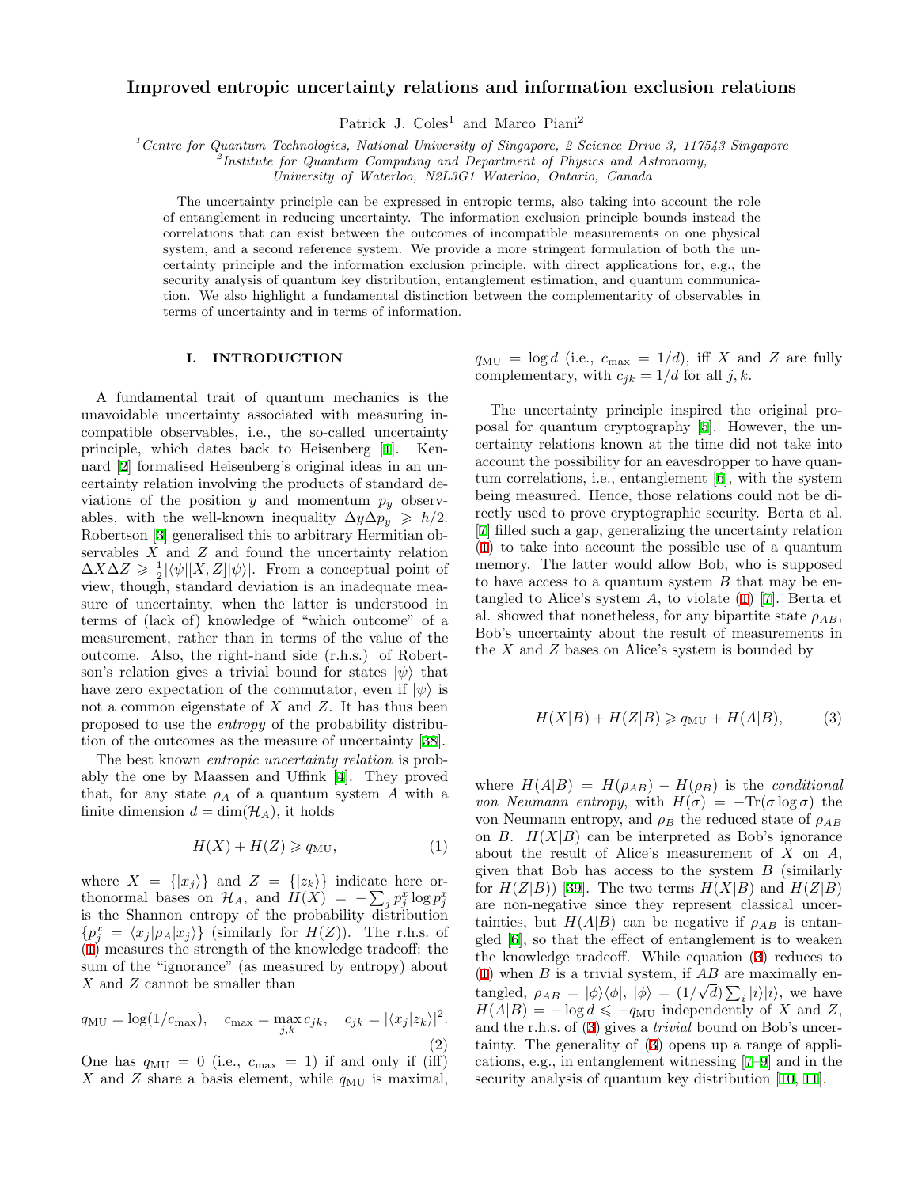# Improved entropic uncertainty relations and information exclusion relations

Patrick J. Coles[1] and Marco Piani[2]

[1] *Centre for Quantum Technologies, National University of Singapore, 2 Science Drive 3, 117543 Singapore*
[2] *Institute for Quantum Computing and Department of Physics and Astronomy, University of Waterloo, N2L3G1 Waterloo, Ontario, Canada*

The uncertainty principle can be expressed in entropic terms, also taking into account the role of entanglement in reducing uncertainty. The information exclusion principle bounds instead the correlations that can exist between the outcomes of incompatible measurements on one physical system, and a second reference system. We provide a more stringent formulation of both the uncertainty principle and the information exclusion principle, with direct applications for, e.g., the security analysis of quantum key distribution, entanglement estimation, and quantum communication. We also highlight a fundamental distinction between the complementarity of observables in terms of uncertainty and in terms of information.

## I. INTRODUCTION

A fundamental trait of quantum mechanics is the unavoidable uncertainty associated with measuring incompatible observables, i.e., the so-called uncertainty principle, which dates back to Heisenberg [1]. Kennard [2] formalised Heisenberg's original ideas in an uncertainty relation involving the products of standard deviations of the position $y$ and momentum $p_y$ observables, with the well-known inequality $\Delta y \Delta p_y \geqslant \hbar/2$. Robertson [3] generalised this to arbitrary Hermitian observables $X$ and $Z$ and found the uncertainty relation $\Delta X \Delta Z \geqslant \frac{1}{2}|\langle\psi|[X,Z]|\psi\rangle|$. From a conceptual point of view, though, standard deviation is an inadequate measure of uncertainty, when the latter is understood in terms of (lack of) knowledge of "which outcome" of a measurement, rather than in terms of the value of the outcome. Also, the right-hand side (r.h.s.) of Robertson's relation gives a trivial bound for states $|\psi\rangle$ that have zero expectation of the commutator, even if $|\psi\rangle$ is not a common eigenstate of $X$ and $Z$. It has thus been proposed to use the *entropy* of the probability distribution of the outcomes as the measure of uncertainty [38].

The best known *entropic uncertainty relation* is probably the one by Maassen and Uffink [4]. They proved that, for any state $\rho_A$ of a quantum system $A$ with a finite dimension $d = \dim(\mathcal{H}_A)$, it holds

$$H(X) + H(Z) \geqslant q_{\mathrm{MU}}, \tag{1}$$

where $X = \{|x_j\rangle\}$ and $Z = \{|z_k\rangle\}$ indicate here orthonormal bases on $\mathcal{H}_A$, and $H(X) = -\sum_j p_j^x \log p_j^x$ is the Shannon entropy of the probability distribution $\{p_j^x = \langle x_j|\rho_A|x_j\rangle\}$ (similarly for $H(Z)$). The r.h.s. of (1) measures the strength of the knowledge tradeoff: the sum of the "ignorance" (as measured by entropy) about $X$ and $Z$ cannot be smaller than

$$q_{\mathrm{MU}} = \log(1/c_{\max}), \quad c_{\max} = \max_{j,k} c_{jk}, \quad c_{jk} = |\langle x_j|z_k\rangle|^2. \tag{2}$$

One has $q_{\mathrm{MU}} = 0$ (i.e., $c_{\max} = 1$) if and only if (iff) $X$ and $Z$ share a basis element, while $q_{\mathrm{MU}}$ is maximal, $q_{\mathrm{MU}} = \log d$ (i.e., $c_{\max} = 1/d$), iff $X$ and $Z$ are fully complementary, with $c_{jk} = 1/d$ for all $j,k$.

The uncertainty principle inspired the original proposal for quantum cryptography [5]. However, the uncertainty relations known at the time did not take into account the possibility for an eavesdropper to have quantum correlations, i.e., entanglement [6], with the system being measured. Hence, those relations could not be directly used to prove cryptographic security. Berta et al. [7] filled such a gap, generalizing the uncertainty relation (1) to take into account the possible use of a quantum memory. The latter would allow Bob, who is supposed to have access to a quantum system $B$ that may be entangled to Alice's system $A$, to violate (1) [7]. Berta et al. showed that nonetheless, for any bipartite state $\rho_{AB}$, Bob's uncertainty about the result of measurements in the $X$ and $Z$ bases on Alice's system is bounded by

$$H(X|B) + H(Z|B) \geqslant q_{\mathrm{MU}} + H(A|B), \tag{3}$$

where $H(A|B) = H(\rho_{AB}) - H(\rho_B)$ is the *conditional von Neumann entropy*, with $H(\sigma) = -\mathrm{Tr}(\sigma\log\sigma)$ the von Neumann entropy, and $\rho_B$ the reduced state of $\rho_{AB}$ on $B$. $H(X|B)$ can be interpreted as Bob's ignorance about the result of Alice's measurement of $X$ on $A$, given that Bob has access to the system $B$ (similarly for $H(Z|B)$) [39]. The two terms $H(X|B)$ and $H(Z|B)$ are non-negative since they represent classical uncertainties, but $H(A|B)$ can be negative if $\rho_{AB}$ is entangled [6], so that the effect of entanglement is to weaken the knowledge tradeoff. While equation (3) reduces to (1) when $B$ is a trivial system, if $AB$ are maximally entangled, $\rho_{AB} = |\phi\rangle\langle\phi|$, $|\phi\rangle = (1/\sqrt{d})\sum_i |i\rangle|i\rangle$, we have $H(A|B) = -\log d \leqslant -q_{\mathrm{MU}}$ independently of $X$ and $Z$, and the r.h.s. of (3) gives a *trivial* bound on Bob's uncertainty. The generality of (3) opens up a range of applications, e.g., in entanglement witnessing [7–9] and in the security analysis of quantum key distribution [10, 11].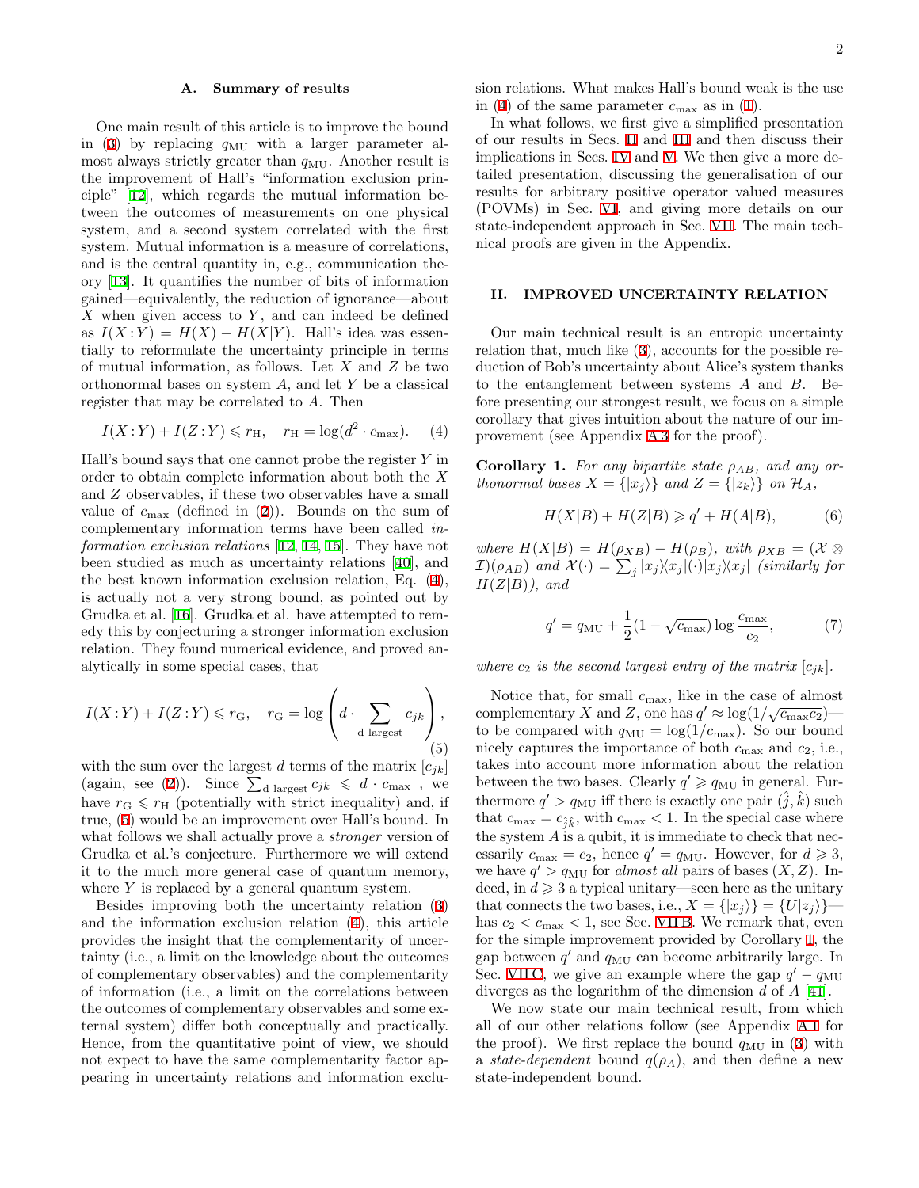### A. Summary of results

One main result of this article is to improve the bound in (3) by replacing $q_{\rm MU}$ with a larger parameter almost always strictly greater than $q_{\rm MU}$. Another result is the improvement of Hall's "information exclusion principle" [12], which regards the mutual information between the outcomes of measurements on one physical system, and a second system correlated with the first system. Mutual information is a measure of correlations, and is the central quantity in, e.g., communication theory [13]. It quantifies the number of bits of information gained—equivalently, the reduction of ignorance—about $X$ when given access to $Y$, and can indeed be defined as $I(X:Y) = H(X) - H(X|Y)$. Hall's idea was essentially to reformulate the uncertainty principle in terms of mutual information, as follows. Let $X$ and $Z$ be two orthonormal bases on system $A$, and let $Y$ be a classical register that may be correlated to $A$. Then

$$I(X:Y) + I(Z:Y) \leqslant r_{\rm H}, \quad r_{\rm H} = \log(d^2 \cdot c_{\max}). \tag{4}$$

Hall's bound says that one cannot probe the register $Y$ in order to obtain complete information about both the $X$ and $Z$ observables, if these two observables have a small value of $c_{\max}$ (defined in (2)). Bounds on the sum of complementary information terms have been called *information exclusion relations* [12, 14, 15]. They have not been studied as much as uncertainty relations [40], and the best known information exclusion relation, Eq. (4), is actually not a very strong bound, as pointed out by Grudka et al. [16]. Grudka et al. have attempted to remedy this by conjecturing a stronger information exclusion relation. They found numerical evidence, and proved analytically in some special cases, that

$$I(X:Y) + I(Z:Y) \leqslant r_{\rm G}, \quad r_{\rm G} = \log\left(d \cdot \sum_{\text{d largest}} c_{jk}\right), \tag{5}$$

with the sum over the largest $d$ terms of the matrix $[c_{jk}]$ (again, see (2)). Since $\sum_{\text{d largest}} c_{jk} \leqslant d \cdot c_{\max}$ , we have $r_{\rm G} \leqslant r_{\rm H}$ (potentially with strict inequality) and, if true, (5) would be an improvement over Hall's bound. In what follows we shall actually prove a *stronger* version of Grudka et al.'s conjecture. Furthermore we will extend it to the much more general case of quantum memory, where $Y$ is replaced by a general quantum system.

Besides improving both the uncertainty relation (3) and the information exclusion relation (4), this article provides the insight that the complementarity of uncertainty (i.e., a limit on the knowledge about the outcomes of complementary observables) and the complementarity of information (i.e., a limit on the correlations between the outcomes of complementary observables and some external system) differ both conceptually and practically. Hence, from the quantitative point of view, we should not expect to have the same complementarity factor appearing in uncertainty relations and information exclusion relations. What makes Hall's bound weak is the use in (4) of the same parameter $c_{\max}$ as in (1).

In what follows, we first give a simplified presentation of our results in Secs. II and III and then discuss their implications in Secs. IV and V. We then give a more detailed presentation, discussing the generalisation of our results for arbitrary positive operator valued measures (POVMs) in Sec. VI, and giving more details on our state-independent approach in Sec. VII. The main technical proofs are given in the Appendix.

## II. IMPROVED UNCERTAINTY RELATION

Our main technical result is an entropic uncertainty relation that, much like (3), accounts for the possible reduction of Bob's uncertainty about Alice's system thanks to the entanglement between systems $A$ and $B$. Before presenting our strongest result, we focus on a simple corollary that gives intuition about the nature of our improvement (see Appendix A 3 for the proof).

**Corollary 1.** *For any bipartite state $\rho_{AB}$, and any orthonormal bases $X = \{|x_j\rangle\}$ and $Z = \{|z_k\rangle\}$ on $\mathcal{H}_A$,*

$$H(X|B) + H(Z|B) \geqslant q' + H(A|B), \tag{6}$$

*where $H(X|B) = H(\rho_{XB}) - H(\rho_B)$, with $\rho_{XB} = (\mathcal{X} \otimes \mathcal{I})(\rho_{AB})$ and $\mathcal{X}(\cdot) = \sum_j |x_j\rangle\langle x_j|(\cdot)|x_j\rangle\langle x_j|$ (similarly for $H(Z|B)$), and*

$$q' = q_{\rm MU} + \frac{1}{2}(1 - \sqrt{c_{\max}}) \log \frac{c_{\max}}{c_2}, \tag{7}$$

*where $c_2$ is the second largest entry of the matrix $[c_{jk}]$.*

Notice that, for small $c_{\max}$, like in the case of almost complementary $X$ and $Z$, one has $q' \approx \log(1/\sqrt{c_{\max} c_2})$—to be compared with $q_{\rm MU} = \log(1/c_{\max})$. So our bound nicely captures the importance of both $c_{\max}$ and $c_2$, i.e., takes into account more information about the relation between the two bases. Clearly $q' \geqslant q_{\rm MU}$ in general. Furthermore $q' > q_{\rm MU}$ iff there is exactly one pair $(\hat{j}, \hat{k})$ such that $c_{\max} = c_{\hat{j}\hat{k}}$, with $c_{\max} < 1$. In the special case where the system $A$ is a qubit, it is immediate to check that necessarily $c_{\max} = c_2$, hence $q' = q_{\rm MU}$. However, for $d \geqslant 3$, we have $q' > q_{\rm MU}$ for *almost all* pairs of bases $(X, Z)$. Indeed, in $d \geqslant 3$ a typical unitary—seen here as the unitary that connects the two bases, i.e., $X = \{|x_j\rangle\} = \{U|z_j\rangle\}$—has $c_2 < c_{\max} < 1$, see Sec. VII B. We remark that, even for the simple improvement provided by Corollary 1, the gap between $q'$ and $q_{\rm MU}$ can become arbitrarily large. In Sec. VII C, we give an example where the gap $q' - q_{\rm MU}$ diverges as the logarithm of the dimension $d$ of $A$ [41].

We now state our main technical result, from which all of our other relations follow (see Appendix A 1 for the proof). We first replace the bound $q_{\rm MU}$ in (3) with a *state-dependent* bound $q(\rho_A)$, and then define a new state-independent bound.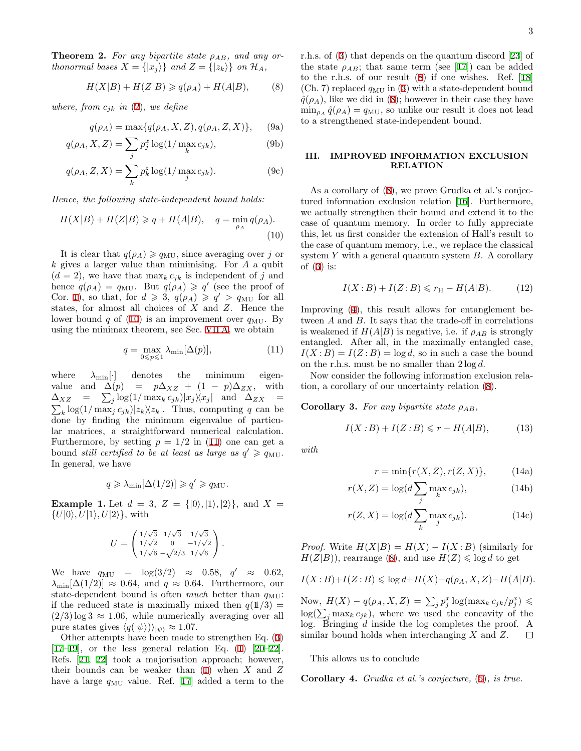**Theorem 2.** *For any bipartite state $\rho_{AB}$, and any orthonormal bases $X = \{|x_j\rangle\}$ and $Z = \{|z_k\rangle\}$ on $\mathcal{H}_A$,*

$$H(X|B) + H(Z|B) \geqslant q(\rho_A) + H(A|B), \tag{8}$$

*where, from $c_{jk}$ in (2), we define*

$$q(\rho_A) = \max\{q(\rho_A, X, Z), q(\rho_A, Z, X)\}, \tag{9a}$$

$$q(\rho_A, X, Z) = \sum_j p^x_j \log(1/\max_k c_{jk}), \tag{9b}$$

$$q(\rho_A, Z, X) = \sum_k p^z_k \log(1/\max_j c_{jk}). \tag{9c}$$

*Hence, the following state-independent bound holds:*

$$H(X|B) + H(Z|B) \geqslant q + H(A|B), \quad q = \min_{\rho_A} q(\rho_A). \tag{10}$$

It is clear that $q(\rho_A) \geqslant q_{\rm MU}$, since averaging over $j$ or $k$ gives a larger value than minimising. For $A$ a qubit ($d = 2$), we have that $\max_k c_{jk}$ is independent of $j$ and hence $q(\rho_A) = q_{\rm MU}$. But $q(\rho_A) \geqslant q'$ (see the proof of Cor. 1), so that, for $d \geqslant 3$, $q(\rho_A) \geqslant q' > q_{\rm MU}$ for all states, for almost all choices of $X$ and $Z$. Hence the lower bound $q$ of (10) is an improvement over $q_{\rm MU}$. By using the minimax theorem, see Sec. VII A, we obtain

$$q = \max_{0 \leqslant p \leqslant 1} \lambda_{\min}[\Delta(p)], \tag{11}$$

where $\lambda_{\min}[\cdot]$ denotes the minimum eigenvalue and $\Delta(p) = p\Delta_{XZ} + (1-p)\Delta_{ZX}$, with $\Delta_{XZ} = \sum_j \log(1/\max_k c_{jk})|x_j\rangle\langle x_j|$ and $\Delta_{ZX} = \sum_k \log(1/\max_j c_{jk})|z_k\rangle\langle z_k|$. Thus, computing $q$ can be done by finding the minimum eigenvalue of particular matrices, a straightforward numerical calculation. Furthermore, by setting $p = 1/2$ in (11) one can get a bound *still certified to be at least as large as* $q' \geqslant q_{\rm MU}$. In general, we have

$$q \geqslant \lambda_{\min}[\Delta(1/2)] \geqslant q' \geqslant q_{\rm MU}.$$

**Example 1.** Let $d = 3$, $Z = \{|0\rangle, |1\rangle, |2\rangle\}$, and $X = \{U|0\rangle, U|1\rangle, U|2\rangle\}$, with

$$U = \begin{pmatrix} 1/\sqrt{3} & 1/\sqrt{3} & 1/\sqrt{3} \\ 1/\sqrt{2} & 0 & -1/\sqrt{2} \\ 1/\sqrt{6} & -\sqrt{2/3} & 1/\sqrt{6} \end{pmatrix}.$$

We have $q_{\rm MU} = \log(3/2) \approx 0.58$, $q' \approx 0.62$, $\lambda_{\min}[\Delta(1/2)] \approx 0.64$, and $q \approx 0.64$. Furthermore, our state-dependent bound is often *much* better than $q_{\rm MU}$: if the reduced state is maximally mixed then $q(\mathbb{1}/3) = (2/3)\log 3 \approx 1.06$, while numerically averaging over all pure states gives $\langle q(|\psi\rangle)\rangle_{|\psi\rangle} \approx 1.07$.

Other attempts have been made to strengthen Eq. (3) [17–19], or the less general relation Eq. (1) [20–22]. Refs. [21, 22] took a majorisation approach; however, their bounds can be weaker than (1) when $X$ and $Z$ have a large $q_{\rm MU}$ value. Ref. [17] added a term to the r.h.s. of (3) that depends on the quantum discord [23] of the state $\rho_{AB}$; that same term (see [17]) can be added to the r.h.s. of our result (8) if one wishes. Ref. [18] (Ch. 7) replaced $q_{\rm MU}$ in (3) with a state-dependent bound $\hat{q}(\rho_A)$, like we did in (8); however in their case they have $\min_{\rho_A} \hat{q}(\rho_A) = q_{\rm MU}$, so unlike our result it does not lead to a strengthened state-independent bound.

## III. IMPROVED INFORMATION EXCLUSION RELATION

As a corollary of (8), we prove Grudka et al.'s conjectured information exclusion relation [16]. Furthermore, we actually strengthen their bound and extend it to the case of quantum memory. In order to fully appreciate this, let us first consider the extension of Hall's result to the case of quantum memory, i.e., we replace the classical system $Y$ with a general quantum system $B$. A corollary of (3) is:

$$I(X:B) + I(Z:B) \leqslant r_{\rm H} - H(A|B). \tag{12}$$

Improving (4), this result allows for entanglement between $A$ and $B$. It says that the trade-off in correlations is weakened if $H(A|B)$ is negative, i.e. if $\rho_{AB}$ is strongly entangled. After all, in the maximally entangled case, $I(X:B) = I(Z:B) = \log d$, so in such a case the bound on the r.h.s. must be no smaller than $2\log d$.

Now consider the following information exclusion relation, a corollary of our uncertainty relation (8).

**Corollary 3.** *For any bipartite state $\rho_{AB}$,*

$$I(X:B) + I(Z:B) \leqslant r - H(A|B), \tag{13}$$

*with*

$$r = \min\{r(X,Z), r(Z,X)\}, \tag{14a}$$

$$r(X,Z) = \log(d\sum_j \max_k c_{jk}), \tag{14b}$$

$$r(Z,X) = \log(d\sum_k \max_j c_{jk}). \tag{14c}$$

*Proof.* Write $H(X|B) = H(X) - I(X:B)$ (similarly for $H(Z|B)$), rearrange (8), and use $H(Z) \leqslant \log d$ to get

$$I(X:B) + I(Z:B) \leqslant \log d + H(X) - q(\rho_A, X, Z) - H(A|B).$$

Now, $H(X) - q(\rho_A, X, Z) = \sum_j p^x_j \log(\max_k c_{jk}/p^x_j) \leqslant \log(\sum_j \max_k c_{jk})$, where we used the concavity of the log. Bringing $d$ inside the log completes the proof. A similar bound holds when interchanging $X$ and $Z$. $\square$

This allows us to conclude

**Corollary 4.** *Grudka et al.'s conjecture, (5), is true.*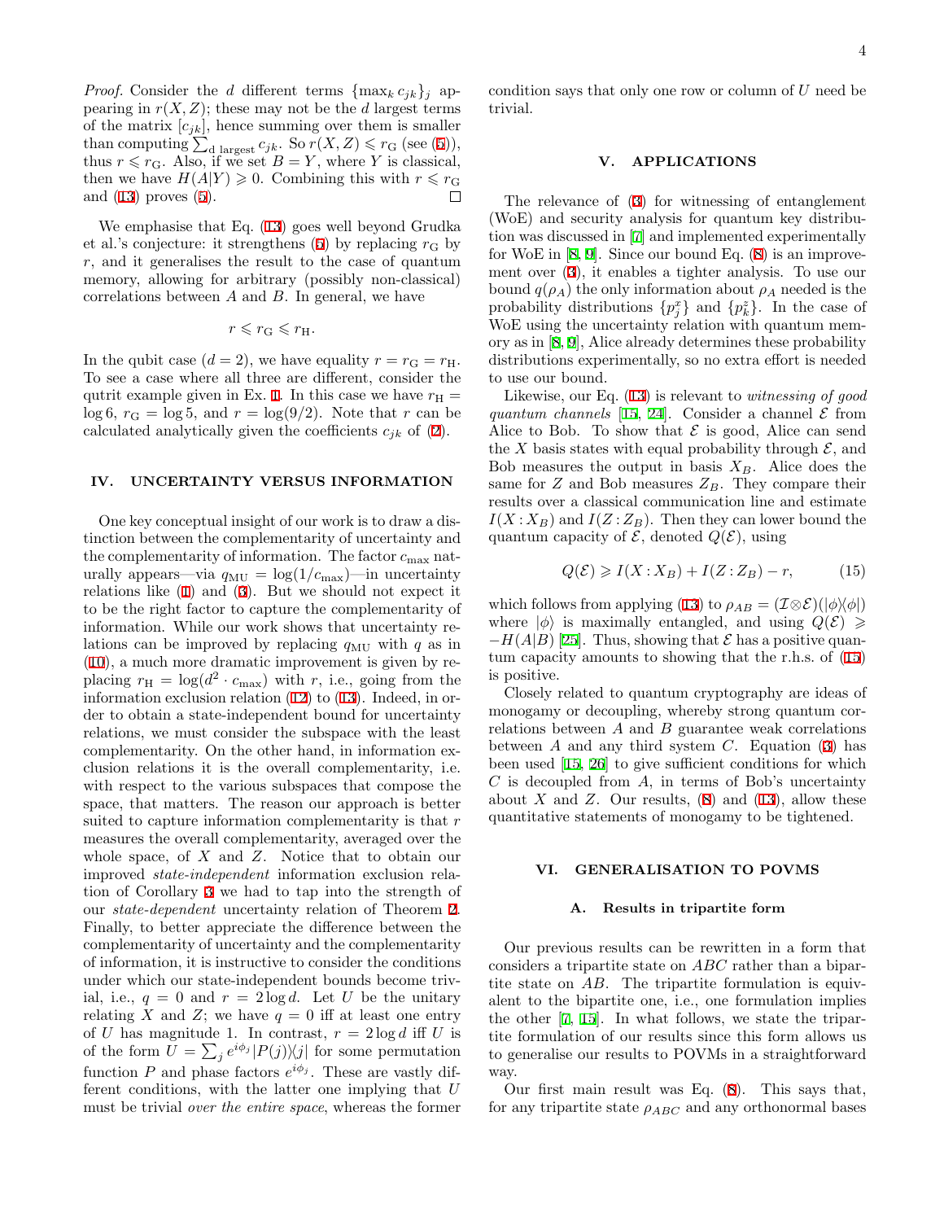*Proof.* Consider the $d$ different terms $\{\max_k c_{jk}\}_j$ appearing in $r(X, Z)$; these may not be the $d$ largest terms of the matrix $[c_{jk}]$, hence summing over them is smaller than computing $\sum_{\text{d largest}} c_{jk}$. So $r(X,Z) \leqslant r_{\text{G}}$ (see (5)), thus $r \leqslant r_{\text{G}}$. Also, if we set $B = Y$, where $Y$ is classical, then we have $H(A|Y) \geqslant 0$. Combining this with $r \leqslant r_{\text{G}}$ and (13) proves (5). □

We emphasise that Eq. (13) goes well beyond Grudka et al.'s conjecture: it strengthens (5) by replacing $r_{\text{G}}$ by $r$, and it generalises the result to the case of quantum memory, allowing for arbitrary (possibly non-classical) correlations between $A$ and $B$. In general, we have

$$r \leqslant r_{\text{G}} \leqslant r_{\text{H}}.$$

In the qubit case ($d = 2$), we have equality $r = r_{\text{G}} = r_{\text{H}}$. To see a case where all three are different, consider the qutrit example given in Ex. 1. In this case we have $r_{\text{H}} = \log 6$, $r_{\text{G}} = \log 5$, and $r = \log(9/2)$. Note that $r$ can be calculated analytically given the coefficients $c_{jk}$ of (2).

## IV. UNCERTAINTY VERSUS INFORMATION

One key conceptual insight of our work is to draw a distinction between the complementarity of uncertainty and the complementarity of information. The factor $c_{\max}$ naturally appears—via $q_{\text{MU}} = \log(1/c_{\max})$—in uncertainty relations like (1) and (3). But we should not expect it to be the right factor to capture the complementarity of information. While our work shows that uncertainty relations can be improved by replacing $q_{\text{MU}}$ with $q$ as in (10), a much more dramatic improvement is given by replacing $r_{\text{H}} = \log(d^2 \cdot c_{\max})$ with $r$, i.e., going from the information exclusion relation (12) to (13). Indeed, in order to obtain a state-independent bound for uncertainty relations, we must consider the subspace with the least complementarity. On the other hand, in information exclusion relations it is the overall complementarity, i.e. with respect to the various subspaces that compose the space, that matters. The reason our approach is better suited to capture information complementarity is that $r$ measures the overall complementarity, averaged over the whole space, of $X$ and $Z$. Notice that to obtain our improved *state-independent* information exclusion relation of Corollary 3 we had to tap into the strength of our *state-dependent* uncertainty relation of Theorem 2. Finally, to better appreciate the difference between the complementarity of uncertainty and the complementarity of information, it is instructive to consider the conditions under which our state-independent bounds become trivial, i.e., $q = 0$ and $r = 2\log d$. Let $U$ be the unitary relating $X$ and $Z$; we have $q = 0$ iff at least one entry of $U$ has magnitude 1. In contrast, $r = 2\log d$ iff $U$ is of the form $U = \sum_j e^{i\phi_j}|P(j)\rangle\langle j|$ for some permutation function $P$ and phase factors $e^{i\phi_j}$. These are vastly different conditions, with the latter one implying that $U$ must be trivial *over the entire space*, whereas the former condition says that only one row or column of $U$ need be trivial.

## V. APPLICATIONS

The relevance of (3) for witnessing of entanglement (WoE) and security analysis for quantum key distribution was discussed in [7] and implemented experimentally for WoE in [8, 9]. Since our bound Eq. (8) is an improvement over (3), it enables a tighter analysis. To use our bound $q(\rho_A)$ the only information about $\rho_A$ needed is the probability distributions $\{p^x_j\}$ and $\{p^z_k\}$. In the case of WoE using the uncertainty relation with quantum memory as in [8, 9], Alice already determines these probability distributions experimentally, so no extra effort is needed to use our bound.

Likewise, our Eq. (13) is relevant to *witnessing of good quantum channels* [15, 24]. Consider a channel $\mathcal{E}$ from Alice to Bob. To show that $\mathcal{E}$ is good, Alice can send the $X$ basis states with equal probability through $\mathcal{E}$, and Bob measures the output in basis $X_B$. Alice does the same for $Z$ and Bob measures $Z_B$. They compare their results over a classical communication line and estimate $I(X : X_B)$ and $I(Z : Z_B)$. Then they can lower bound the quantum capacity of $\mathcal{E}$, denoted $Q(\mathcal{E})$, using

$$Q(\mathcal{E}) \geqslant I(X : X_B) + I(Z : Z_B) - r, \tag{15}$$

which follows from applying (13) to $\rho_{AB} = (\mathcal{I} \otimes \mathcal{E})(|\phi\rangle\langle\phi|)$ where $|\phi\rangle$ is maximally entangled, and using $Q(\mathcal{E}) \geqslant -H(A|B)$ [25]. Thus, showing that $\mathcal{E}$ has a positive quantum capacity amounts to showing that the r.h.s. of (15) is positive.

Closely related to quantum cryptography are ideas of monogamy or decoupling, whereby strong quantum correlations between $A$ and $B$ guarantee weak correlations between $A$ and any third system $C$. Equation (3) has been used [15, 26] to give sufficient conditions for which $C$ is decoupled from $A$, in terms of Bob's uncertainty about $X$ and $Z$. Our results, (8) and (13), allow these quantitative statements of monogamy to be tightened.

## VI. GENERALISATION TO POVMS

### A. Results in tripartite form

Our previous results can be rewritten in a form that considers a tripartite state on $ABC$ rather than a bipartite state on $AB$. The tripartite formulation is equivalent to the bipartite one, i.e., one formulation implies the other [7, 15]. In what follows, we state the tripartite formulation of our results since this form allows us to generalise our results to POVMs in a straightforward way.

Our first main result was Eq. (8). This says that, for any tripartite state $\rho_{ABC}$ and any orthonormal bases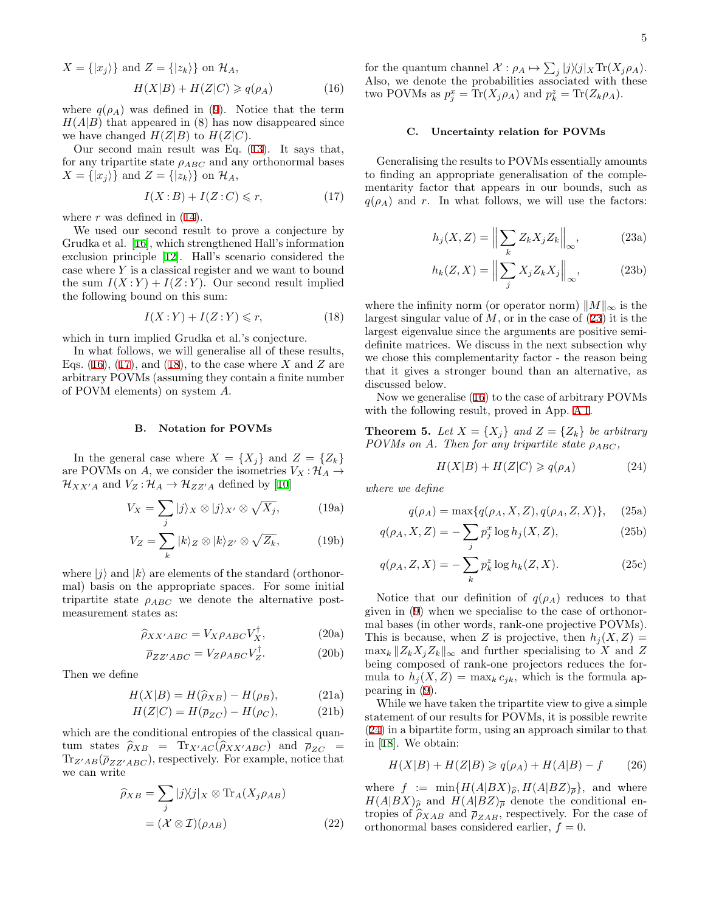$X = \{|x_j\rangle\}$ and $Z = \{|z_k\rangle\}$ on $\mathcal{H}_A$,

$$H(X|B) + H(Z|C) \geqslant q(\rho_A) \tag{16}$$

where $q(\rho_A)$ was defined in (9). Notice that the term $H(A|B)$ that appeared in (8) has now disappeared since we have changed $H(Z|B)$ to $H(Z|C)$.

Our second main result was Eq. (13). It says that, for any tripartite state $\rho_{ABC}$ and any orthonormal bases $X = \{|x_j\rangle\}$ and $Z = \{|z_k\rangle\}$ on $\mathcal{H}_A$,

$$I(X:B) + I(Z:C) \leqslant r, \tag{17}$$

where $r$ was defined in (14).

We used our second result to prove a conjecture by Grudka et al. [16], which strengthened Hall's information exclusion principle [12]. Hall's scenario considered the case where $Y$ is a classical register and we want to bound the sum $I(X:Y) + I(Z:Y)$. Our second result implied the following bound on this sum:

$$I(X:Y) + I(Z:Y) \leqslant r, \tag{18}$$

which in turn implied Grudka et al.'s conjecture.

In what follows, we will generalise all of these results, Eqs. (16), (17), and (18), to the case where $X$ and $Z$ are arbitrary POVMs (assuming they contain a finite number of POVM elements) on system $A$.

### B. Notation for POVMs

In the general case where $X = \{X_j\}$ and $Z = \{Z_k\}$ are POVMs on $A$, we consider the isometries $V_X : \mathcal{H}_A \to \mathcal{H}_{XX'A}$ and $V_Z : \mathcal{H}_A \to \mathcal{H}_{ZZ'A}$ defined by [10]

$$V_X = \sum_j |j\rangle_X \otimes |j\rangle_{X'} \otimes \sqrt{X_j}, \tag{19a}$$

$$V_Z = \sum_k |k\rangle_Z \otimes |k\rangle_{Z'} \otimes \sqrt{Z_k}, \tag{19b}$$

where $|j\rangle$ and $|k\rangle$ are elements of the standard (orthonormal) basis on the appropriate spaces. For some initial tripartite state $\rho_{ABC}$ we denote the alternative post-measurement states as:

$$\widehat{\rho}_{XX'ABC} = V_X \rho_{ABC} V_X^\dagger, \tag{20a}$$

$$\overline{\rho}_{ZZ'ABC} = V_Z \rho_{ABC} V_Z^\dagger. \tag{20b}$$

Then we define

$$H(X|B) = H(\widehat{\rho}_{XB}) - H(\rho_B), \tag{21a}$$

$$H(Z|C) = H(\overline{\rho}_{ZC}) - H(\rho_C), \tag{21b}$$

which are the conditional entropies of the classical quantum states $\widehat{\rho}_{XB} = \mathrm{Tr}_{X'AC}(\widehat{\rho}_{XX'ABC})$ and $\overline{\rho}_{ZC} = \mathrm{Tr}_{Z'AB}(\overline{\rho}_{ZZ'ABC})$, respectively. For example, notice that we can write

$$\begin{aligned}\widehat{\rho}_{XB} &= \sum_j |j\rangle\langle j|_X \otimes \mathrm{Tr}_A(X_j \rho_{AB}) \\ &= (\mathcal{X} \otimes \mathcal{I})(\rho_{AB})\end{aligned} \tag{22}$$

for the quantum channel $\mathcal{X} : \rho_A \mapsto \sum_j |j\rangle\langle j|_X \mathrm{Tr}(X_j \rho_A)$. Also, we denote the probabilities associated with these two POVMs as $p_j^x = \mathrm{Tr}(X_j \rho_A)$ and $p_k^z = \mathrm{Tr}(Z_k \rho_A)$.

### C. Uncertainty relation for POVMs

Generalising the results to POVMs essentially amounts to finding an appropriate generalisation of the complementarity factor that appears in our bounds, such as $q(\rho_A)$ and $r$. In what follows, we will use the factors:

$$h_j(X,Z) = \Big\| \sum_k Z_k X_j Z_k \Big\|_\infty, \tag{23a}$$

$$h_k(Z,X) = \Big\| \sum_j X_j Z_k X_j \Big\|_\infty, \tag{23b}$$

where the infinity norm (or operator norm) $\|M\|_\infty$ is the largest singular value of $M$, or in the case of (23) it is the largest eigenvalue since the arguments are positive semi-definite matrices. We discuss in the next subsection why we chose this complementarity factor - the reason being that it gives a stronger bound than an alternative, as discussed below.

Now we generalise (16) to the case of arbitrary POVMs with the following result, proved in App. A 1.

**Theorem 5.** *Let $X = \{X_j\}$ and $Z = \{Z_k\}$ be arbitrary POVMs on $A$. Then for any tripartite state $\rho_{ABC}$,*

$$H(X|B) + H(Z|C) \geqslant q(\rho_A) \tag{24}$$

*where we define*

$$q(\rho_A) = \max\{q(\rho_A, X, Z), q(\rho_A, Z, X)\}, \tag{25a}$$

$$q(\rho_A, X, Z) = -\sum_j p_j^x \log h_j(X,Z), \tag{25b}$$

$$q(\rho_A, Z, X) = -\sum_k p_k^z \log h_k(Z,X). \tag{25c}$$

Notice that our definition of $q(\rho_A)$ reduces to that given in (9) when we specialise to the case of orthonormal bases (in other words, rank-one projective POVMs). This is because, when $Z$ is projective, then $h_j(X,Z) = \max_k \|Z_k X_j Z_k\|_\infty$ and further specialising to $X$ and $Z$ being composed of rank-one projectors reduces the formula to $h_j(X,Z) = \max_k c_{jk}$, which is the formula appearing in (9).

While we have taken the tripartite view to give a simple statement of our results for POVMs, it is possible rewrite (24) in a bipartite form, using an approach similar to that in [18]. We obtain:

$$H(X|B) + H(Z|B) \geqslant q(\rho_A) + H(A|B) - f \tag{26}$$

where $f := \min\{H(A|BX)_{\widehat{\rho}}, H(A|BZ)_{\overline{\rho}}\}$, and where $H(A|BX)_{\widehat{\rho}}$ and $H(A|BZ)_{\overline{\rho}}$ denote the conditional entropies of $\widehat{\rho}_{XAB}$ and $\overline{\rho}_{ZAB}$, respectively. For the case of orthonormal bases considered earlier, $f = 0$.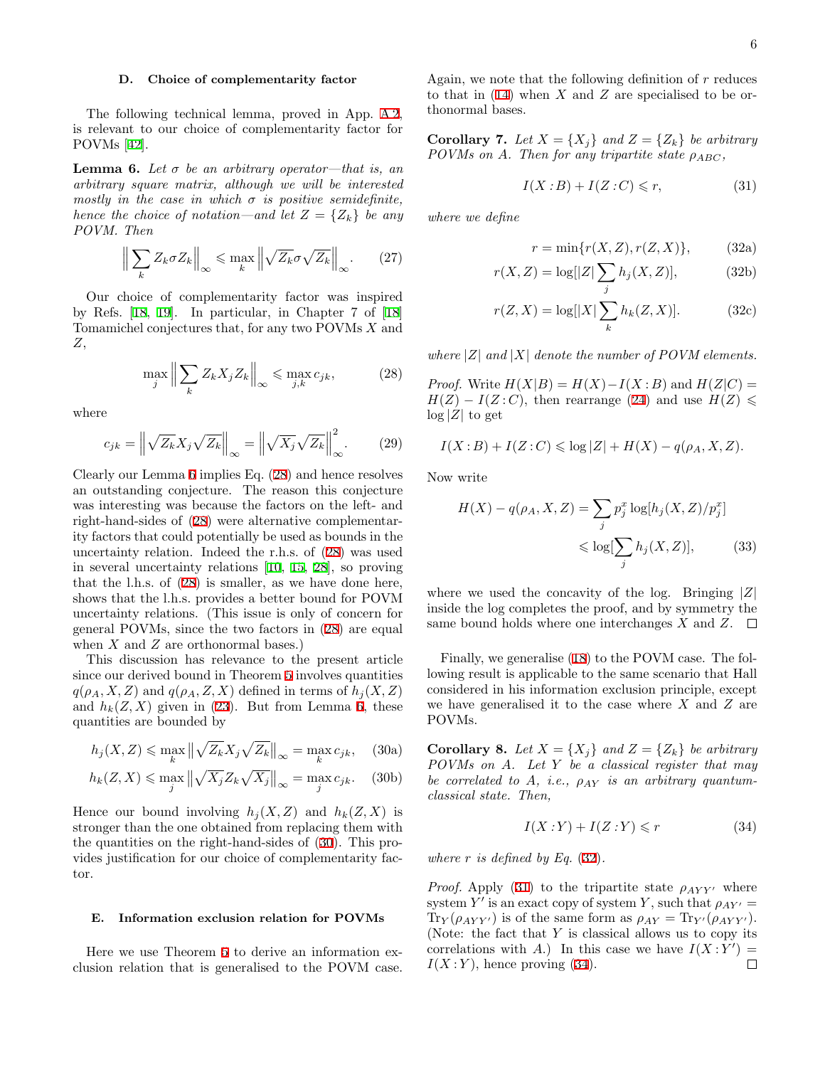### D. Choice of complementarity factor

The following technical lemma, proved in App. A 2, is relevant to our choice of complementarity factor for POVMs [42].

**Lemma 6.** *Let $\sigma$ be an arbitrary operator—that is, an arbitrary square matrix, although we will be interested mostly in the case in which $\sigma$ is positive semidefinite, hence the choice of notation—and let $Z = \{Z_k\}$ be any POVM. Then*

$$\Big\| \sum_k Z_k \sigma Z_k \Big\|_\infty \leqslant \max_k \Big\| \sqrt{Z_k} \sigma \sqrt{Z_k} \Big\|_\infty . \tag{27}$$

Our choice of complementarity factor was inspired by Refs. [18, 19]. In particular, in Chapter 7 of [18] Tomamichel conjectures that, for any two POVMs $X$ and $Z$,

$$\max_j \Big\| \sum_k Z_k X_j Z_k \Big\|_\infty \leqslant \max_{j,k} c_{jk}, \tag{28}$$

where

$$c_{jk} = \Big\| \sqrt{Z_k} X_j \sqrt{Z_k} \Big\|_\infty = \Big\| \sqrt{X_j} \sqrt{Z_k} \Big\|_\infty^2 . \tag{29}$$

Clearly our Lemma 6 implies Eq. (28) and hence resolves an outstanding conjecture. The reason this conjecture was interesting was because the factors on the left- and right-hand-sides of (28) were alternative complementarity factors that could potentially be used as bounds in the uncertainty relation. Indeed the r.h.s. of (28) was used in several uncertainty relations [10, 15, 28], so proving that the l.h.s. of (28) is smaller, as we have done here, shows that the l.h.s. provides a better bound for POVM uncertainty relations. (This issue is only of concern for general POVMs, since the two factors in (28) are equal when $X$ and $Z$ are orthonormal bases.)

This discussion has relevance to the present article since our derived bound in Theorem 5 involves quantities $q(\rho_A, X, Z)$ and $q(\rho_A, Z, X)$ defined in terms of $h_j(X,Z)$ and $h_k(Z,X)$ given in (23). But from Lemma 6, these quantities are bounded by

$$h_j(X,Z) \leqslant \max_k \big\| \sqrt{Z_k} X_j \sqrt{Z_k} \big\|_\infty = \max_k c_{jk}, \tag{30a}$$

$$h_k(Z,X) \leqslant \max_j \big\| \sqrt{X_j} Z_k \sqrt{X_j} \big\|_\infty = \max_j c_{jk}. \tag{30b}$$

Hence our bound involving $h_j(X,Z)$ and $h_k(Z,X)$ is stronger than the one obtained from replacing them with the quantities on the right-hand-sides of (30). This provides justification for our choice of complementarity factor.

### E. Information exclusion relation for POVMs

Here we use Theorem 5 to derive an information exclusion relation that is generalised to the POVM case. Again, we note that the following definition of $r$ reduces to that in (14) when $X$ and $Z$ are specialised to be orthonormal bases.

**Corollary 7.** *Let $X = \{X_j\}$ and $Z = \{Z_k\}$ be arbitrary POVMs on $A$. Then for any tripartite state $\rho_{ABC}$,*

$$I(X:B) + I(Z:C) \leqslant r, \tag{31}$$

*where we define*

$$r = \min\{r(X,Z), r(Z,X)\}, \tag{32a}$$

$$r(X,Z) = \log[|Z| \sum_j h_j(X,Z)], \tag{32b}$$

$$r(Z,X) = \log[|X| \sum_k h_k(Z,X)]. \tag{32c}$$

*where $|Z|$ and $|X|$ denote the number of POVM elements.*

*Proof.* Write $H(X|B) = H(X) - I(X:B)$ and $H(Z|C) = H(Z) - I(Z:C)$, then rearrange (24) and use $H(Z) \leqslant \log|Z|$ to get

$$I(X:B) + I(Z:C) \leqslant \log|Z| + H(X) - q(\rho_A, X, Z).$$

Now write

$$H(X) - q(\rho_A, X, Z) = \sum_j p_j^x \log[h_j(X,Z)/p_j^x] \leqslant \log[\sum_j h_j(X,Z)], \tag{33}$$

where we used the concavity of the log. Bringing $|Z|$ inside the log completes the proof, and by symmetry the same bound holds where one interchanges $X$ and $Z$. □

Finally, we generalise (18) to the POVM case. The following result is applicable to the same scenario that Hall considered in his information exclusion principle, except we have generalised it to the case where $X$ and $Z$ are POVMs.

**Corollary 8.** *Let $X = \{X_j\}$ and $Z = \{Z_k\}$ be arbitrary POVMs on $A$. Let $Y$ be a classical register that may be correlated to $A$, i.e., $\rho_{AY}$ is an arbitrary quantum-classical state. Then,*

$$I(X:Y) + I(Z:Y) \leqslant r \tag{34}$$

*where $r$ is defined by Eq. (32).*

*Proof.* Apply (31) to the tripartite state $\rho_{AYY'}$ where system $Y'$ is an exact copy of system $Y$, such that $\rho_{AY'} = \mathrm{Tr}_Y(\rho_{AYY'})$ is of the same form as $\rho_{AY} = \mathrm{Tr}_{Y'}(\rho_{AYY'})$. (Note: the fact that $Y$ is classical allows us to copy its correlations with $A$.) In this case we have $I(X:Y') = I(X:Y)$, hence proving (34). □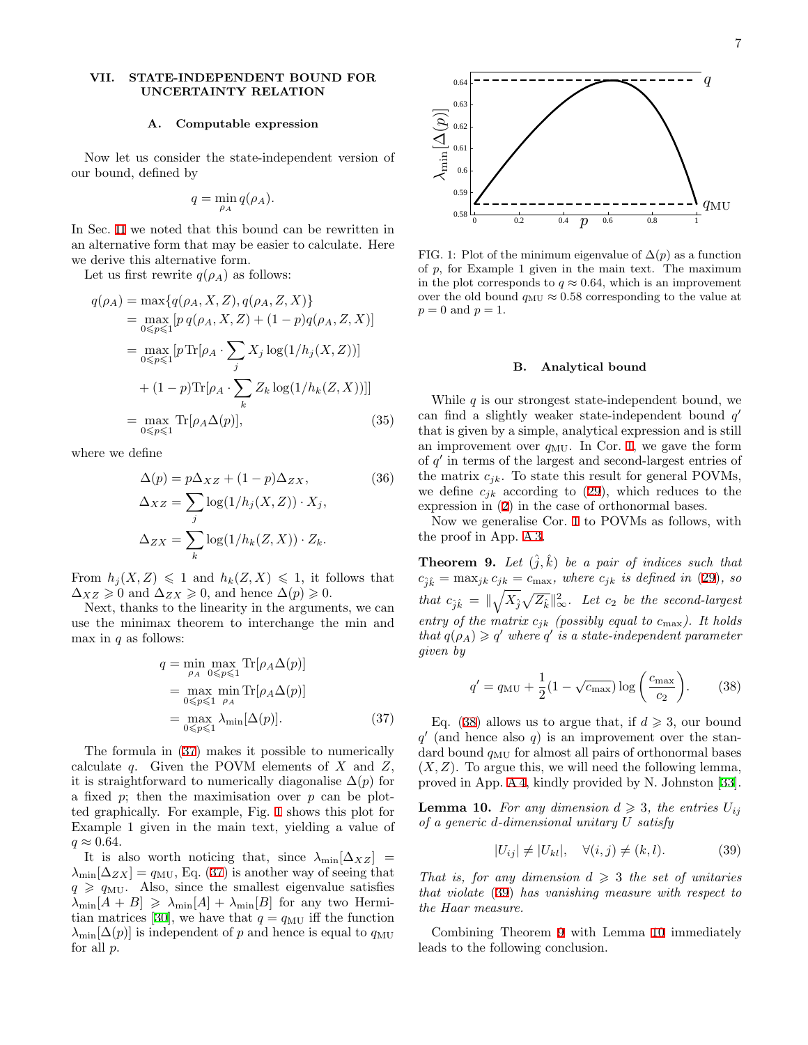## VII. STATE-INDEPENDENT BOUND FOR UNCERTAINTY RELATION

### A. Computable expression

Now let us consider the state-independent version of our bound, defined by

$$q = \min_{\rho_A} q(\rho_A).$$

In Sec. II we noted that this bound can be rewritten in an alternative form that may be easier to calculate. Here we derive this alternative form.

Let us first rewrite $q(\rho_A)$ as follows:

$$\begin{aligned} q(\rho_A) &= \max\{q(\rho_A, X, Z), q(\rho_A, Z, X)\} \\ &= \max_{0 \leqslant p \leqslant 1} [p\, q(\rho_A, X, Z) + (1-p) q(\rho_A, Z, X)] \\ &= \max_{0 \leqslant p \leqslant 1} [p \operatorname{Tr}[\rho_A \cdot \sum_j X_j \log(1/h_j(X, Z))] \\ &\quad + (1-p) \operatorname{Tr}[\rho_A \cdot \sum_k Z_k \log(1/h_k(Z, X))]] \\ &= \max_{0 \leqslant p \leqslant 1} \operatorname{Tr}[\rho_A \Delta(p)], \end{aligned} \tag{35}$$

where we define

$$\begin{aligned} \Delta(p) &= p \Delta_{XZ} + (1-p) \Delta_{ZX}, \\ \Delta_{XZ} &= \sum_j \log(1/h_j(X, Z)) \cdot X_j, \\ \Delta_{ZX} &= \sum_k \log(1/h_k(Z, X)) \cdot Z_k. \end{aligned} \tag{36}$$

From $h_j(X, Z) \leqslant 1$ and $h_k(Z, X) \leqslant 1$, it follows that $\Delta_{XZ} \geqslant 0$ and $\Delta_{ZX} \geqslant 0$, and hence $\Delta(p) \geqslant 0$.

Next, thanks to the linearity in the arguments, we can use the minimax theorem to interchange the min and max in $q$ as follows:

$$\begin{aligned} q &= \min_{\rho_A} \max_{0 \leqslant p \leqslant 1} \operatorname{Tr}[\rho_A \Delta(p)] \\ &= \max_{0 \leqslant p \leqslant 1} \min_{\rho_A} \operatorname{Tr}[\rho_A \Delta(p)] \\ &= \max_{0 \leqslant p \leqslant 1} \lambda_{\min}[\Delta(p)]. \end{aligned} \tag{37}$$

The formula in (37) makes it possible to numerically calculate $q$. Given the POVM elements of $X$ and $Z$, it is straightforward to numerically diagonalise $\Delta(p)$ for a fixed $p$; then the maximisation over $p$ can be plotted graphically. For example, Fig. 1 shows this plot for Example 1 given in the main text, yielding a value of $q \approx 0.64$.

It is also worth noticing that, since $\lambda_{\min}[\Delta_{XZ}] = \lambda_{\min}[\Delta_{ZX}] = q_{\text{MU}}$, Eq. (37) is another way of seeing that $q \geqslant q_{\text{MU}}$. Also, since the smallest eigenvalue satisfies $\lambda_{\min}[A + B] \geqslant \lambda_{\min}[A] + \lambda_{\min}[B]$ for any two Hermitian matrices [30], we have that $q = q_{\text{MU}}$ iff the function $\lambda_{\min}[\Delta(p)]$ is independent of $p$ and hence is equal to $q_{\text{MU}}$ for all $p$.

FIG. 1: Plot of the minimum eigenvalue of $\Delta(p)$ as a function of $p$, for Example 1 given in the main text. The maximum in the plot corresponds to $q \approx 0.64$, which is an improvement over the old bound $q_{\text{MU}} \approx 0.58$ corresponding to the value at $p = 0$ and $p = 1$.

### B. Analytical bound

While $q$ is our strongest state-independent bound, we can find a slightly weaker state-independent bound $q'$ that is given by a simple, analytical expression and is still an improvement over $q_{\text{MU}}$. In Cor. 1, we gave the form of $q'$ in terms of the largest and second-largest entries of the matrix $c_{jk}$. To state this result for general POVMs, we define $c_{jk}$ according to (29), which reduces to the expression in (2) in the case of orthonormal bases.

Now we generalise Cor. 1 to POVMs as follows, with the proof in App. A 3.

**Theorem 9.** *Let $(\hat{j}, \hat{k})$ be a pair of indices such that $c_{\hat{j}\hat{k}} = \max_{jk} c_{jk} = c_{\max}$, where $c_{jk}$ is defined in (29), so that $c_{\hat{j}\hat{k}} = \|\sqrt{X_{\hat{j}}}\sqrt{Z_{\hat{k}}}\|_\infty^2$. Let $c_2$ be the second-largest entry of the matrix $c_{jk}$ (possibly equal to $c_{\max}$). It holds that $q(\rho_A) \geqslant q'$ where $q'$ is a state-independent parameter given by*

$$q' = q_{\text{MU}} + \frac{1}{2}(1 - \sqrt{c_{\max}}) \log\left(\frac{c_{\max}}{c_2}\right). \tag{38}$$

Eq. (38) allows us to argue that, if $d \geqslant 3$, our bound $q'$ (and hence also $q$) is an improvement over the standard bound $q_{\text{MU}}$ for almost all pairs of orthonormal bases $(X, Z)$. To argue this, we will need the following lemma, proved in App. A 4, kindly provided by N. Johnston [33].

**Lemma 10.** *For any dimension $d \geqslant 3$, the entries $U_{ij}$ of a generic $d$-dimensional unitary $U$ satisfy*

$$|U_{ij}| \neq |U_{kl}|, \quad \forall (i, j) \neq (k, l). \tag{39}$$

*That is, for any dimension $d \geqslant 3$ the set of unitaries that violate (39) has vanishing measure with respect to the Haar measure.*

Combining Theorem 9 with Lemma 10 immediately leads to the following conclusion.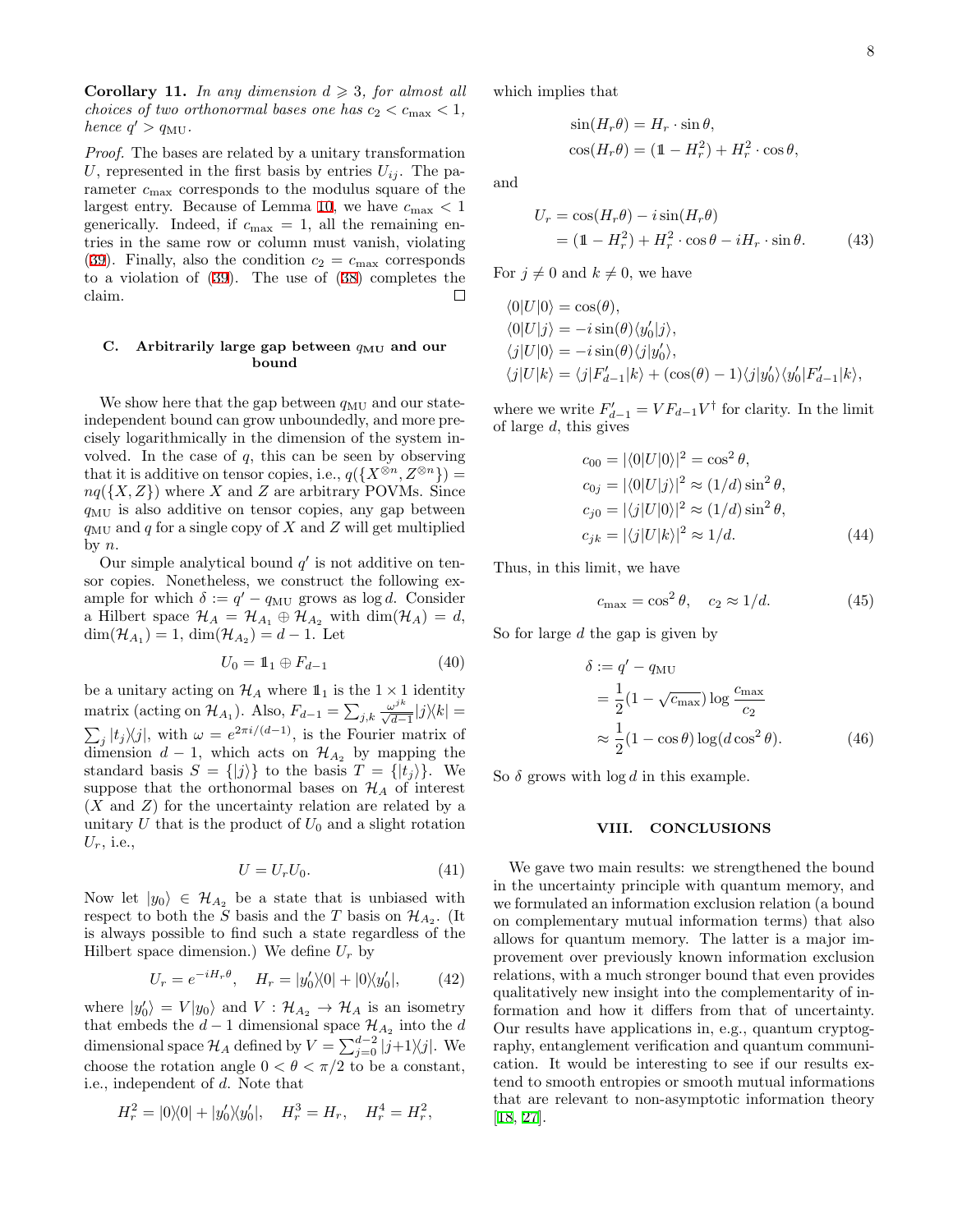**Corollary 11.** *In any dimension $d \geqslant 3$, for almost all choices of two orthonormal bases one has $c_2 < c_{\max} < 1$, hence $q' > q_{\text{MU}}$.*

*Proof.* The bases are related by a unitary transformation $U$, represented in the first basis by entries $U_{ij}$. The parameter $c_{\max}$ corresponds to the modulus square of the largest entry. Because of Lemma 10, we have $c_{\max} < 1$ generically. Indeed, if $c_{\max} = 1$, all the remaining entries in the same row or column must vanish, violating (39). Finally, also the condition $c_2 = c_{\max}$ corresponds to a violation of (39). The use of (38) completes the claim. ∎

### C. Arbitrarily large gap between $q_{\text{MU}}$ and our bound

We show here that the gap between $q_{\text{MU}}$ and our state-independent bound can grow unboundedly, and more precisely logarithmically in the dimension of the system involved. In the case of $q$, this can be seen by observing that it is additive on tensor copies, i.e., $q(\{X^{\otimes n}, Z^{\otimes n}\}) = nq(\{X, Z\})$ where $X$ and $Z$ are arbitrary POVMs. Since $q_{\text{MU}}$ is also additive on tensor copies, any gap between $q_{\text{MU}}$ and $q$ for a single copy of $X$ and $Z$ will get multiplied by $n$.

Our simple analytical bound $q'$ is not additive on tensor copies. Nonetheless, we construct the following example for which $\delta := q' - q_{\text{MU}}$ grows as $\log d$. Consider a Hilbert space $\mathcal{H}_A = \mathcal{H}_{A_1} \oplus \mathcal{H}_{A_2}$ with $\dim(\mathcal{H}_A) = d$, $\dim(\mathcal{H}_{A_1}) = 1$, $\dim(\mathcal{H}_{A_2}) = d-1$. Let

$$U_0 = \mathbb{1}_1 \oplus F_{d-1} \tag{40}$$

be a unitary acting on $\mathcal{H}_A$ where $\mathbb{1}_1$ is the $1 \times 1$ identity matrix (acting on $\mathcal{H}_{A_1}$). Also, $F_{d-1} = \sum_{j,k} \frac{\omega^{jk}}{\sqrt{d-1}} |j\rangle\langle k| = \sum_j |t_j\rangle\langle j|$, with $\omega = e^{2\pi i/(d-1)}$, is the Fourier matrix of dimension $d-1$, which acts on $\mathcal{H}_{A_2}$ by mapping the standard basis $S = \{|j\rangle\}$ to the basis $T = \{|t_j\rangle\}$. We suppose that the orthonormal bases on $\mathcal{H}_A$ of interest ($X$ and $Z$) for the uncertainty relation are related by a unitary $U$ that is the product of $U_0$ and a slight rotation $U_r$, i.e.,

$$U = U_r U_0. \tag{41}$$

Now let $|y_0\rangle \in \mathcal{H}_{A_2}$ be a state that is unbiased with respect to both the $S$ basis and the $T$ basis on $\mathcal{H}_{A_2}$. (It is always possible to find such a state regardless of the Hilbert space dimension.) We define $U_r$ by

$$U_r = e^{-iH_r\theta}, \quad H_r = |y_0'\rangle\langle 0| + |0\rangle\langle y_0'|, \tag{42}$$

where $|y_0'\rangle = V|y_0\rangle$ and $V : \mathcal{H}_{A_2} \to \mathcal{H}_A$ is an isometry that embeds the $d-1$ dimensional space $\mathcal{H}_{A_2}$ into the $d$ dimensional space $\mathcal{H}_A$ defined by $V = \sum_{j=0}^{d-2} |j+1\rangle\langle j|$. We choose the rotation angle $0 < \theta < \pi/2$ to be a constant, i.e., independent of $d$. Note that

$$H_r^2 = |0\rangle\langle 0| + |y_0'\rangle\langle y_0'|, \quad H_r^3 = H_r, \quad H_r^4 = H_r^2,$$

which implies that

$$\begin{aligned}
\sin(H_r\theta) &= H_r \cdot \sin\theta, \\
\cos(H_r\theta) &= (\mathbb{1} - H_r^2) + H_r^2 \cdot \cos\theta,
\end{aligned}$$

and

$$\begin{aligned}
U_r &= \cos(H_r\theta) - i\sin(H_r\theta) \\
&= (\mathbb{1} - H_r^2) + H_r^2 \cdot \cos\theta - iH_r \cdot \sin\theta.
\end{aligned} \tag{43}$$

For $j \neq 0$ and $k \neq 0$, we have

$$\begin{aligned}
&\langle 0|U|0\rangle = \cos(\theta), \\
&\langle 0|U|j\rangle = -i\sin(\theta)\langle y_0'|j\rangle, \\
&\langle j|U|0\rangle = -i\sin(\theta)\langle j|y_0'\rangle, \\
&\langle j|U|k\rangle = \langle j|F_{d-1}'|k\rangle + (\cos(\theta) - 1)\langle j|y_0'\rangle\langle y_0'|F_{d-1}'|k\rangle,
\end{aligned}$$

where we write $F_{d-1}' = VF_{d-1}V^\dagger$ for clarity. In the limit of large $d$, this gives

$$\begin{aligned}
c_{00} &= |\langle 0|U|0\rangle|^2 = \cos^2\theta, \\
c_{0j} &= |\langle 0|U|j\rangle|^2 \approx (1/d)\sin^2\theta, \\
c_{j0} &= |\langle j|U|0\rangle|^2 \approx (1/d)\sin^2\theta, \\
c_{jk} &= |\langle j|U|k\rangle|^2 \approx 1/d.
\end{aligned} \tag{44}$$

Thus, in this limit, we have

$$c_{\max} = \cos^2\theta, \quad c_2 \approx 1/d. \tag{45}$$

So for large $d$ the gap is given by

$$\begin{aligned}
\delta &:= q' - q_{\text{MU}} \\
&= \frac{1}{2}(1 - \sqrt{c_{\max}}) \log \frac{c_{\max}}{c_2} \\
&\approx \frac{1}{2}(1 - \cos\theta) \log(d\cos^2\theta).
\end{aligned} \tag{46}$$

So $\delta$ grows with $\log d$ in this example.

## VIII. CONCLUSIONS

We gave two main results: we strengthened the bound in the uncertainty principle with quantum memory, and we formulated an information exclusion relation (a bound on complementary mutual information terms) that also allows for quantum memory. The latter is a major improvement over previously known information exclusion relations, with a much stronger bound that even provides qualitatively new insight into the complementarity of information and how it differs from that of uncertainty. Our results have applications in, e.g., quantum cryptography, entanglement verification and quantum communication. It would be interesting to see if our results extend to smooth entropies or smooth mutual informations that are relevant to non-asymptotic information theory [18, 27].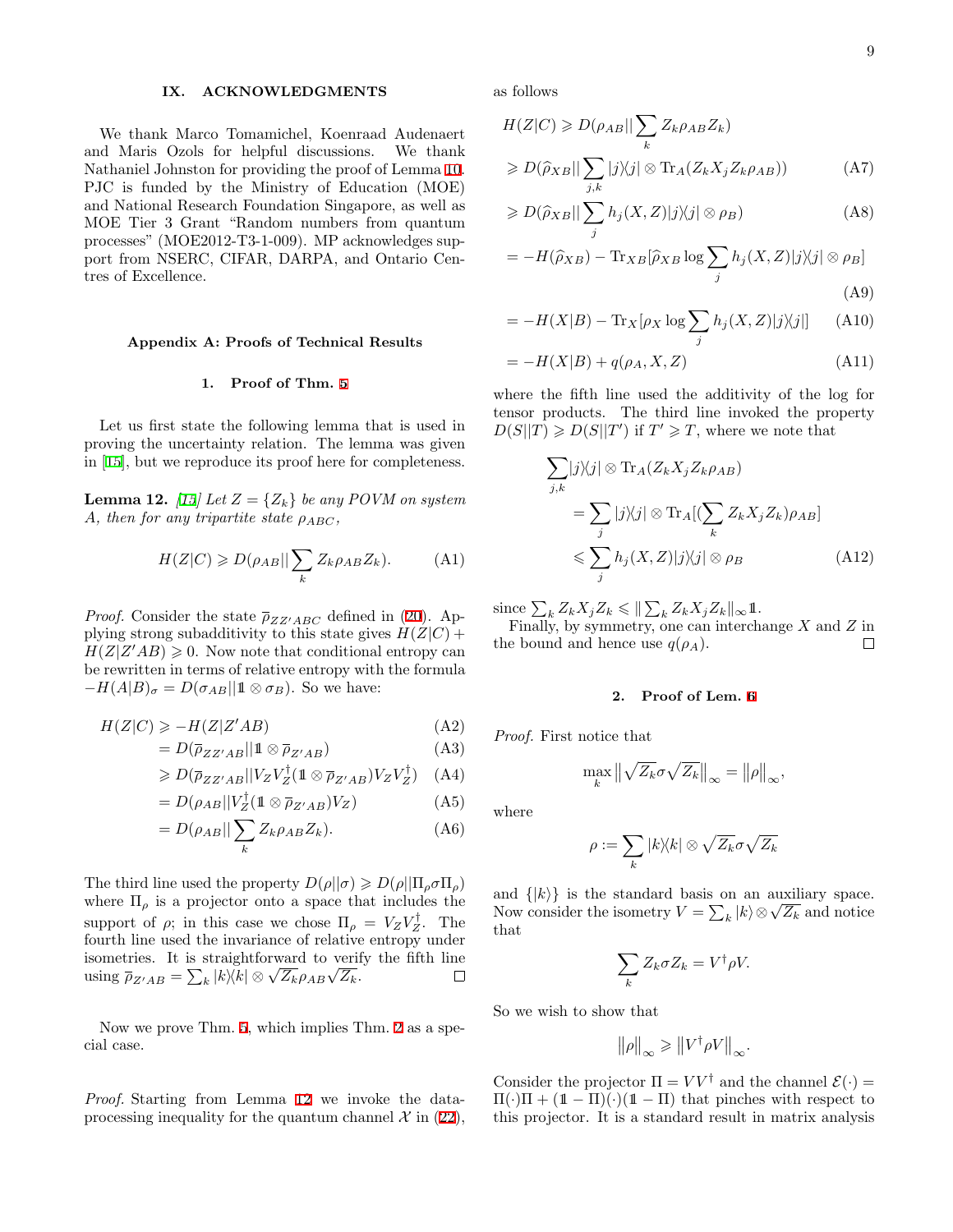## IX. ACKNOWLEDGMENTS

We thank Marco Tomamichel, Koenraad Audenaert and Maris Ozols for helpful discussions. We thank Nathaniel Johnston for providing the proof of Lemma 10. PJC is funded by the Ministry of Education (MOE) and National Research Foundation Singapore, as well as MOE Tier 3 Grant "Random numbers from quantum processes" (MOE2012-T3-1-009). MP acknowledges support from NSERC, CIFAR, DARPA, and Ontario Centres of Excellence.

## Appendix A: Proofs of Technical Results

### 1. Proof of Thm. 5

Let us first state the following lemma that is used in proving the uncertainty relation. The lemma was given in [15], but we reproduce its proof here for completeness.

**Lemma 12.** *[15] Let $Z = \{Z_k\}$ be any POVM on system $A$, then for any tripartite state $\rho_{ABC}$,*

$$H(Z|C) \geqslant D(\rho_{AB}||\sum_k Z_k \rho_{AB} Z_k). \tag{A1}$$

*Proof.* Consider the state $\overline{\rho}_{ZZ'ABC}$ defined in (20). Applying strong subadditivity to this state gives $H(Z|C) + H(Z|Z'AB) \geqslant 0$. Now note that conditional entropy can be rewritten in terms of relative entropy with the formula $-H(A|B)_\sigma = D(\sigma_{AB}||\mathbb{1} \otimes \sigma_B)$. So we have:

$$\begin{aligned}
H(Z|C) &\geqslant -H(Z|Z'AB) &\text{(A2)}\\
&= D(\overline{\rho}_{ZZ'AB}||\mathbb{1} \otimes \overline{\rho}_{Z'AB}) &\text{(A3)}\\
&\geqslant D(\overline{\rho}_{ZZ'AB}||V_Z V_Z^\dagger(\mathbb{1} \otimes \overline{\rho}_{Z'AB})V_Z V_Z^\dagger) &\text{(A4)}\\
&= D(\rho_{AB}||V_Z^\dagger(\mathbb{1} \otimes \overline{\rho}_{Z'AB})V_Z) &\text{(A5)}\\
&= D(\rho_{AB}||\sum_k Z_k \rho_{AB} Z_k). &\text{(A6)}
\end{aligned}$$

The third line used the property $D(\rho||\sigma) \geqslant D(\rho||\Pi_\rho \sigma \Pi_\rho)$ where $\Pi_\rho$ is a projector onto a space that includes the support of $\rho$; in this case we chose $\Pi_\rho = V_Z V_Z^\dagger$. The fourth line used the invariance of relative entropy under isometries. It is straightforward to verify the fifth line using $\overline{\rho}_{Z'AB} = \sum_k |k\rangle\langle k| \otimes \sqrt{Z_k}\rho_{AB}\sqrt{Z_k}$. ☐

Now we prove Thm. 5, which implies Thm. 2 as a special case.

*Proof.* Starting from Lemma 12 we invoke the data-processing inequality for the quantum channel $\mathcal{X}$ in (22), as follows

$$\begin{aligned}
H(Z|C) &\geqslant D(\rho_{AB}||\sum_k Z_k \rho_{AB} Z_k)\\
&\geqslant D(\widehat{\rho}_{XB}||\sum_{j,k} |j\rangle\langle j| \otimes \mathrm{Tr}_A(Z_k X_j Z_k \rho_{AB})) &\text{(A7)}\\
&\geqslant D(\widehat{\rho}_{XB}||\sum_j h_j(X,Z)|j\rangle\langle j| \otimes \rho_B) &\text{(A8)}\\
&= -H(\widehat{\rho}_{XB}) - \mathrm{Tr}_{XB}[\widehat{\rho}_{XB} \log \sum_j h_j(X,Z)|j\rangle\langle j| \otimes \rho_B] &\text{(A9)}\\
&= -H(X|B) - \mathrm{Tr}_X[\rho_X \log \sum_j h_j(X,Z)|j\rangle\langle j|] &\text{(A10)}\\
&= -H(X|B) + q(\rho_A, X, Z) &\text{(A11)}
\end{aligned}$$

where the fifth line used the additivity of the log for tensor products. The third line invoked the property $D(S||T) \geqslant D(S||T')$ if $T' \geqslant T$, where we note that

$$\begin{aligned}
\sum_{j,k} &|j\rangle\langle j| \otimes \mathrm{Tr}_A(Z_k X_j Z_k \rho_{AB})\\
&= \sum_j |j\rangle\langle j| \otimes \mathrm{Tr}_A[(\sum_k Z_k X_j Z_k)\rho_{AB}]\\
&\leqslant \sum_j h_j(X,Z)|j\rangle\langle j| \otimes \rho_B &\text{(A12)}
\end{aligned}$$

since $\sum_k Z_k X_j Z_k \leqslant \|\sum_k Z_k X_j Z_k\|_\infty \mathbb{1}$.

Finally, by symmetry, one can interchange $X$ and $Z$ in the bound and hence use $q(\rho_A)$. ☐

### 2. Proof of Lem. 6

*Proof.* First notice that

$$\max_k \left\|\sqrt{Z_k}\sigma\sqrt{Z_k}\right\|_\infty = \left\|\rho\right\|_\infty,$$

where

$$\rho := \sum_k |k\rangle\langle k| \otimes \sqrt{Z_k}\sigma\sqrt{Z_k}$$

and $\{|k\rangle\}$ is the standard basis on an auxiliary space. Now consider the isometry $V = \sum_k |k\rangle \otimes \sqrt{Z_k}$ and notice that

$$\sum_k Z_k \sigma Z_k = V^\dagger \rho V.$$

So we wish to show that

$$\left\|\rho\right\|_\infty \geqslant \left\|V^\dagger \rho V\right\|_\infty.$$

Consider the projector $\Pi = VV^\dagger$ and the channel $\mathcal{E}(\cdot) = \Pi(\cdot)\Pi + (\mathbb{1} - \Pi)(\cdot)(\mathbb{1} - \Pi)$ that pinches with respect to this projector. It is a standard result in matrix analysis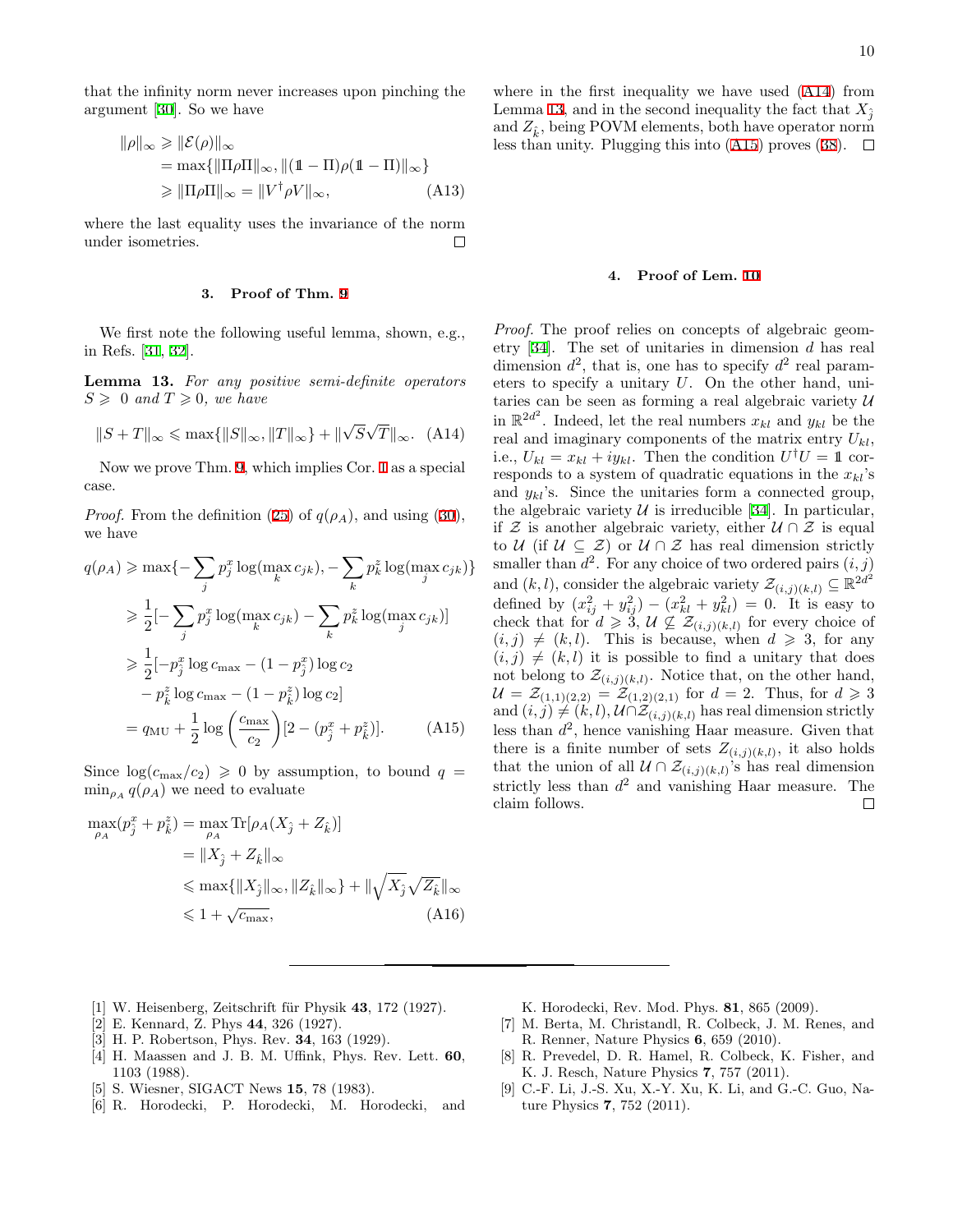that the infinity norm never increases upon pinching the argument [30]. So we have

$$
\begin{aligned}
\|\rho\|_\infty &\geqslant \|\mathcal{E}(\rho)\|_\infty \\
&= \max\{\|\Pi\rho\Pi\|_\infty, \|(\mathbb{1}-\Pi)\rho(\mathbb{1}-\Pi)\|_\infty\} \\
&\geqslant \|\Pi\rho\Pi\|_\infty = \|V^\dagger \rho V\|_\infty, \qquad \text{(A13)}
\end{aligned}
$$

where the last equality uses the invariance of the norm under isometries. □

### 3. Proof of Thm. 9

We first note the following useful lemma, shown, e.g., in Refs. [31, 32].

**Lemma 13.** *For any positive semi-definite operators $S \geqslant 0$ and $T \geqslant 0$, we have*

$$
\|S+T\|_\infty \leqslant \max\{\|S\|_\infty, \|T\|_\infty\} + \|\sqrt{S}\sqrt{T}\|_\infty. \qquad \text{(A14)}
$$

Now we prove Thm. 9, which implies Cor. 1 as a special case.

*Proof.* From the definition (25) of $q(\rho_A)$, and using (30), we have

$$
\begin{aligned}
q(\rho_A) &\geqslant \max\{-\sum_j p_j^x \log(\max_k c_{jk}), -\sum_k p_k^z \log(\max_j c_{jk})\} \\
&\geqslant \frac{1}{2}[-\sum_j p_j^x \log(\max_k c_{jk}) - \sum_k p_k^z \log(\max_j c_{jk})] \\
&\geqslant \frac{1}{2}[-p_{\hat{j}}^x \log c_{\max} - (1-p_{\hat{j}}^x)\log c_2 \\
&\quad - p_{\hat{k}}^z \log c_{\max} - (1-p_{\hat{k}}^z)\log c_2] \\
&= q_{\text{MU}} + \frac{1}{2}\log\left(\frac{c_{\max}}{c_2}\right)[2-(p_{\hat{j}}^x + p_{\hat{k}}^z)]. \qquad \text{(A15)}
\end{aligned}
$$

Since $\log(c_{\max}/c_2) \geqslant 0$ by assumption, to bound $q = \min_{\rho_A} q(\rho_A)$ we need to evaluate

$$
\begin{aligned}
\max_{\rho_A}(p_{\hat{j}}^x + p_{\hat{k}}^z) &= \max_{\rho_A} \mathrm{Tr}[\rho_A(X_{\hat{j}} + Z_{\hat{k}})] \\
&= \|X_{\hat{j}} + Z_{\hat{k}}\|_\infty \\
&\leqslant \max\{\|X_{\hat{j}}\|_\infty, \|Z_{\hat{k}}\|_\infty\} + \|\sqrt{X_{\hat{j}}}\sqrt{Z_{\hat{k}}}\|_\infty \\
&\leqslant 1 + \sqrt{c_{\max}}, \qquad \text{(A16)}
\end{aligned}
$$

where in the first inequality we have used (A14) from Lemma 13, and in the second inequality the fact that $X_{\hat{j}}$ and $Z_{\hat{k}}$, being POVM elements, both have operator norm less than unity. Plugging this into (A15) proves (38). □

### 4. Proof of Lem. 10

*Proof.* The proof relies on concepts of algebraic geometry [34]. The set of unitaries in dimension $d$ has real dimension $d^2$, that is, one has to specify $d^2$ real parameters to specify a unitary $U$. On the other hand, unitaries can be seen as forming a real algebraic variety $\mathcal{U}$ in $\mathbb{R}^{2d^2}$. Indeed, let the real numbers $x_{kl}$ and $y_{kl}$ be the real and imaginary components of the matrix entry $U_{kl}$, i.e., $U_{kl} = x_{kl} + iy_{kl}$. Then the condition $U^\dagger U = \mathbb{1}$ corresponds to a system of quadratic equations in the $x_{kl}$'s and $y_{kl}$'s. Since the unitaries form a connected group, the algebraic variety $\mathcal{U}$ is irreducible [34]. In particular, if $\mathcal{Z}$ is another algebraic variety, either $\mathcal{U} \cap \mathcal{Z}$ is equal to $\mathcal{U}$ (if $\mathcal{U} \subseteq \mathcal{Z}$) or $\mathcal{U} \cap \mathcal{Z}$ has real dimension strictly smaller than $d^2$. For any choice of two ordered pairs $(i,j)$ and $(k,l)$, consider the algebraic variety $\mathcal{Z}_{(i,j)(k,l)} \subseteq \mathbb{R}^{2d^2}$ defined by $(x_{ij}^2 + y_{ij}^2) - (x_{kl}^2 + y_{kl}^2) = 0$. It is easy to check that for $d \geqslant 3$, $\mathcal{U} \nsubseteq \mathcal{Z}_{(i,j)(k,l)}$ for every choice of $(i,j) \neq (k,l)$. This is because, when $d \geqslant 3$, for any $(i,j) \neq (k,l)$ it is possible to find a unitary that does not belong to $\mathcal{Z}_{(i,j)(k,l)}$. Notice that, on the other hand, $\mathcal{U} = \mathcal{Z}_{(1,1)(2,2)} = \mathcal{Z}_{(1,2)(2,1)}$ for $d = 2$. Thus, for $d \geqslant 3$ and $(i,j) \neq (k,l)$, $\mathcal{U} \cap \mathcal{Z}_{(i,j)(k,l)}$ has real dimension strictly less than $d^2$, hence vanishing Haar measure. Given that there is a finite number of sets $Z_{(i,j)(k,l)}$, it also holds that the union of all $\mathcal{U} \cap \mathcal{Z}_{(i,j)(k,l)}$'s has real dimension strictly less than $d^2$ and vanishing Haar measure. The claim follows. □

---

[1] W. Heisenberg, Zeitschrift für Physik **43**, 172 (1927).
[2] E. Kennard, Z. Phys **44**, 326 (1927).
[3] H. P. Robertson, Phys. Rev. **34**, 163 (1929).
[4] H. Maassen and J. B. M. Uffink, Phys. Rev. Lett. **60**, 1103 (1988).
[5] S. Wiesner, SIGACT News **15**, 78 (1983).
[6] R. Horodecki, P. Horodecki, M. Horodecki, and K. Horodecki, Rev. Mod. Phys. **81**, 865 (2009).
[7] M. Berta, M. Christandl, R. Colbeck, J. M. Renes, and R. Renner, Nature Physics **6**, 659 (2010).
[8] R. Prevedel, D. R. Hamel, R. Colbeck, K. Fisher, and K. J. Resch, Nature Physics **7**, 757 (2011).
[9] C.-F. Li, J.-S. Xu, X.-Y. Xu, K. Li, and G.-C. Guo, Nature Physics **7**, 752 (2011).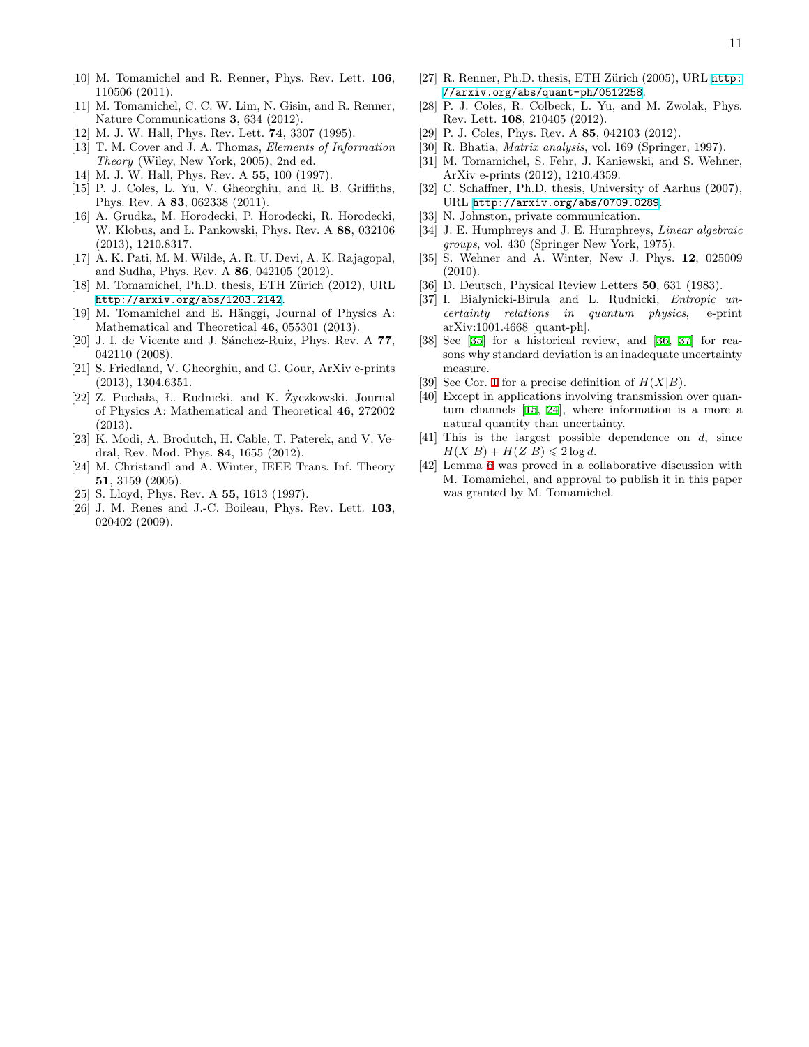[10] M. Tomamichel and R. Renner, Phys. Rev. Lett. **106**, 110506 (2011).

[11] M. Tomamichel, C. C. W. Lim, N. Gisin, and R. Renner, Nature Communications **3**, 634 (2012).

[12] M. J. W. Hall, Phys. Rev. Lett. **74**, 3307 (1995).

[13] T. M. Cover and J. A. Thomas, *Elements of Information Theory* (Wiley, New York, 2005), 2nd ed.

[14] M. J. W. Hall, Phys. Rev. A **55**, 100 (1997).

[15] P. J. Coles, L. Yu, V. Gheorghiu, and R. B. Griffiths, Phys. Rev. A **83**, 062338 (2011).

[16] A. Grudka, M. Horodecki, P. Horodecki, R. Horodecki, W. Kłobus, and Ł. Pankowski, Phys. Rev. A **88**, 032106 (2013), 1210.8317.

[17] A. K. Pati, M. M. Wilde, A. R. U. Devi, A. K. Rajagopal, and Sudha, Phys. Rev. A **86**, 042105 (2012).

[18] M. Tomamichel, Ph.D. thesis, ETH Zürich (2012), URL http://arxiv.org/abs/1203.2142.

[19] M. Tomamichel and E. Hänggi, Journal of Physics A: Mathematical and Theoretical **46**, 055301 (2013).

[20] J. I. de Vicente and J. Sánchez-Ruiz, Phys. Rev. A **77**, 042110 (2008).

[21] S. Friedland, V. Gheorghiu, and G. Gour, ArXiv e-prints (2013), 1304.6351.

[22] Z. Puchała, Ł. Rudnicki, and K. Życzkowski, Journal of Physics A: Mathematical and Theoretical **46**, 272002 (2013).

[23] K. Modi, A. Brodutch, H. Cable, T. Paterek, and V. Vedral, Rev. Mod. Phys. **84**, 1655 (2012).

[24] M. Christandl and A. Winter, IEEE Trans. Inf. Theory **51**, 3159 (2005).

[25] S. Lloyd, Phys. Rev. A **55**, 1613 (1997).

[26] J. M. Renes and J.-C. Boileau, Phys. Rev. Lett. **103**, 020402 (2009).

[27] R. Renner, Ph.D. thesis, ETH Zürich (2005), URL http://arxiv.org/abs/quant-ph/0512258.

[28] P. J. Coles, R. Colbeck, L. Yu, and M. Zwolak, Phys. Rev. Lett. **108**, 210405 (2012).

[29] P. J. Coles, Phys. Rev. A **85**, 042103 (2012).

[30] R. Bhatia, *Matrix analysis*, vol. 169 (Springer, 1997).

[31] M. Tomamichel, S. Fehr, J. Kaniewski, and S. Wehner, ArXiv e-prints (2012), 1210.4359.

[32] C. Schaffner, Ph.D. thesis, University of Aarhus (2007), URL http://arxiv.org/abs/0709.0289.

[33] N. Johnston, private communication.

[34] J. E. Humphreys and J. E. Humphreys, *Linear algebraic groups*, vol. 430 (Springer New York, 1975).

[35] S. Wehner and A. Winter, New J. Phys. **12**, 025009 (2010).

[36] D. Deutsch, Physical Review Letters **50**, 631 (1983).

[37] I. Bialynicki-Birula and L. Rudnicki, *Entropic uncertainty relations in quantum physics*, e-print arXiv:1001.4668 [quant-ph].

[38] See [35] for a historical review, and [36, 37] for reasons why standard deviation is an inadequate uncertainty measure.

[39] See Cor. 1 for a precise definition of $H(X|B)$.

[40] Except in applications involving transmission over quantum channels [15, 24], where information is a more a natural quantity than uncertainty.

[41] This is the largest possible dependence on $d$, since $H(X|B) + H(Z|B) \leqslant 2\log d$.

[42] Lemma 5 was proved in a collaborative discussion with M. Tomamichel, and approval to publish it in this paper was granted by M. Tomamichel.